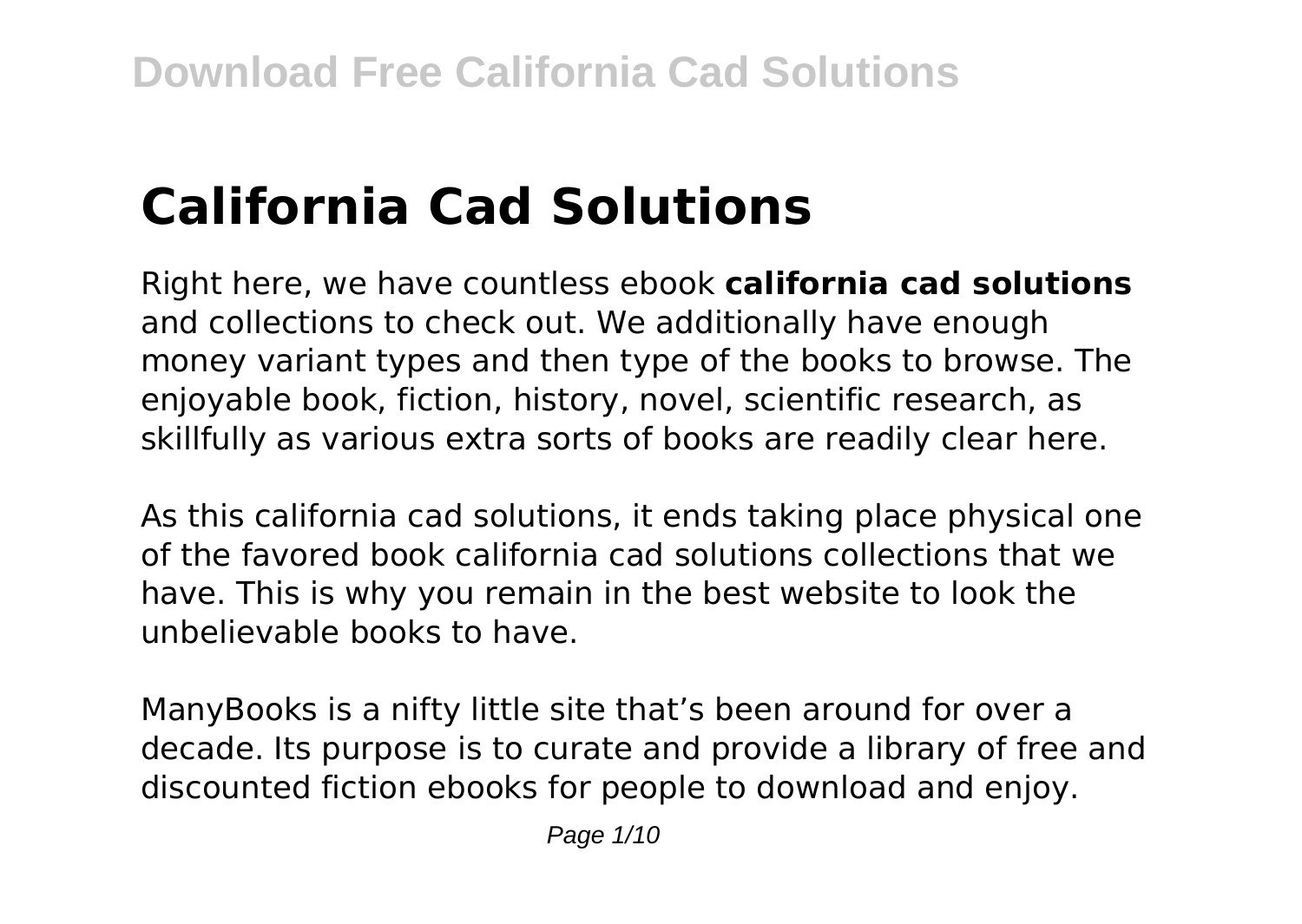# California Cad Solutions

Right here, we have countless ebook **california cad solutions** and collections to check out. We additionally have enough money variant types and then type of the books to browse. The enjoyable book, fiction, history, novel, scientific research, as skillfully as various extra sorts of books are readily clear here.

As this california cad solutions, it ends taking place physical one of the favored book california cad solutions collections that we have. This is why you remain in the best website to look the unbelievable books to have.

ManyBooks is a nifty little site that's been around for over a decade. Its purpose is to curate and provide a library of free and discounted fiction ebooks for people to download and enjoy.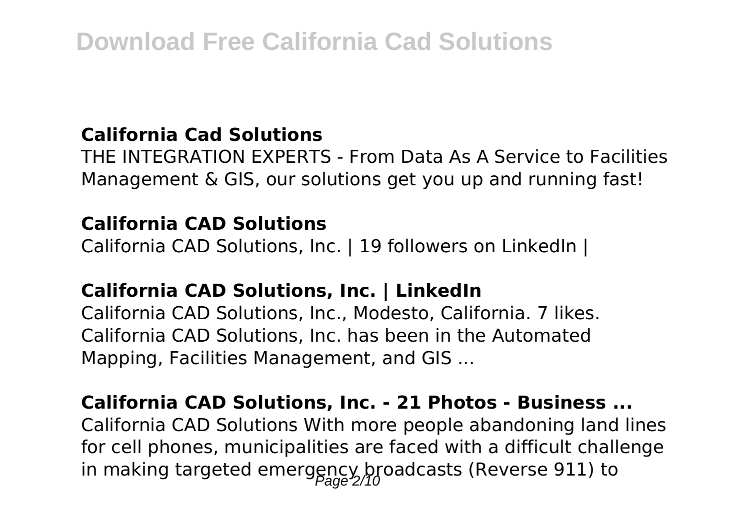### California Cad Solutions

THE INTEGRATION EXPERTS - From Data As A Service to Facilities Management & GIS, our solutions get you up and running fast!

### California CAD Solutions

California CAD Solutions, Inc. | 19 followers on LinkedIn |

### California CAD Solutions, Inc. | LinkedIn

California CAD Solutions, Inc., Modesto, California. 7 likes. California CAD Solutions, Inc. has been in the Automated Mapping, Facilities Management, and GIS ...

### California CAD Solutions, Inc. - 21 Photos - Business ...

California CAD Solutions With more people abandoning land lines for cell phones, municipalities are faced with a difficult challenge in making targeted emergency broadcasts (Reverse 911) to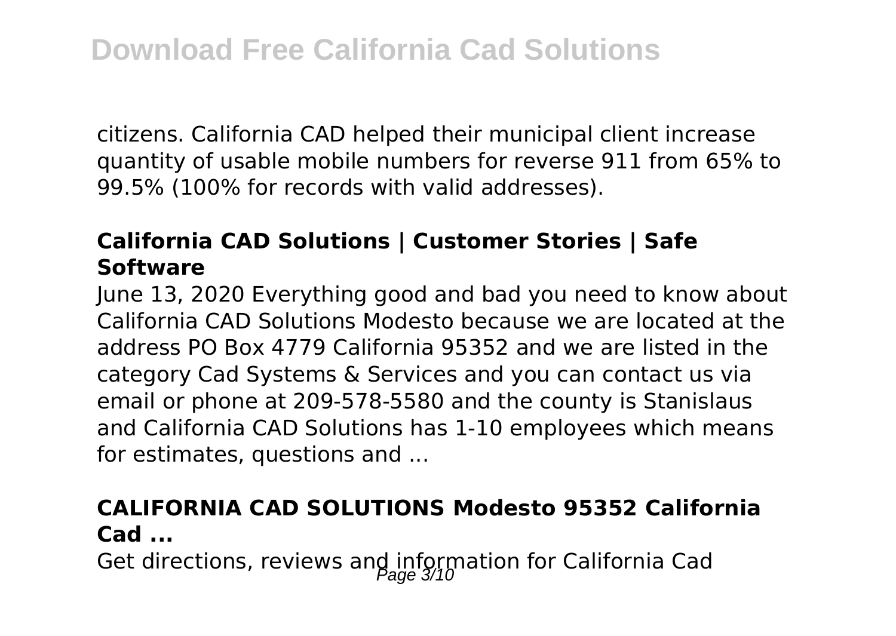citizens. California CAD helped their municipal client increase quantity of usable mobile numbers for reverse 911 from 65% to 99.5% (100% for records with valid addresses).

### California CAD Solutions | Customer Stories | Safe Software

June 13, 2020 Everything good and bad you need to know about California CAD Solutions Modesto because we are located at the address PO Box 4779 California 95352 and we are listed in the category Cad Systems & Services and you can contact us via email or phone at 209-578-5580 and the county is Stanislaus and California CAD Solutions has 1-10 employees which means for estimates, questions and ...

### CALIFORNIA CAD SOLUTIONS Modesto 95352 California Cad ...

Get directions, reviews and information for California Cad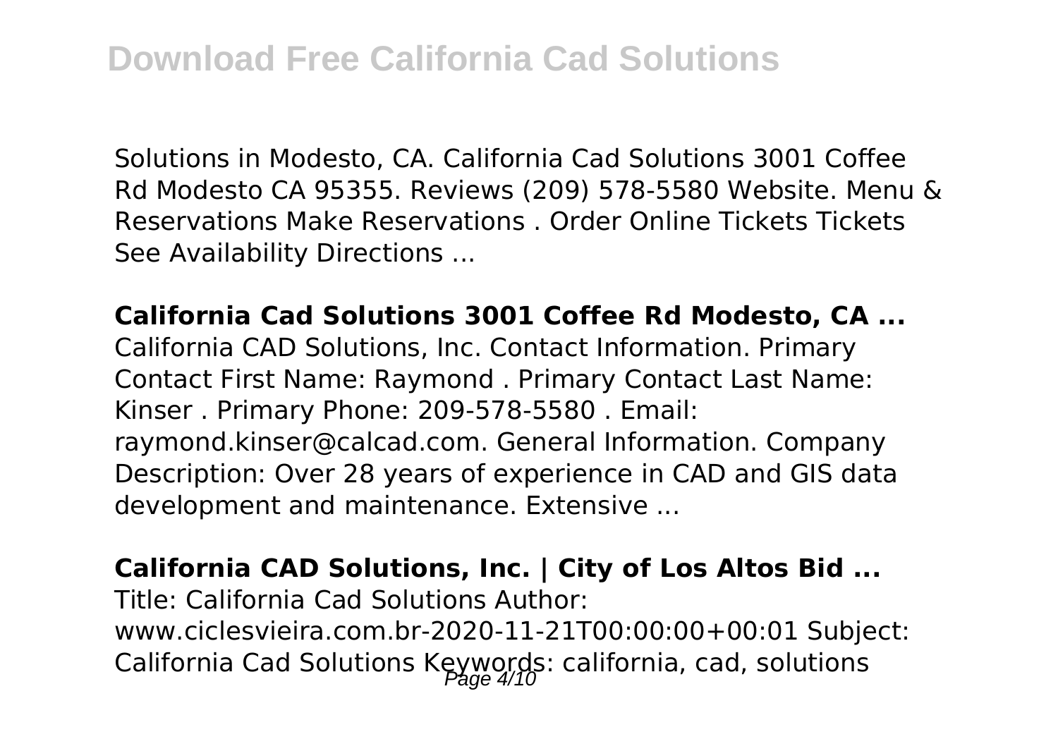Solutions in Modesto, CA. California Cad Solutions 3001 Coffee Rd Modesto CA 95355. Reviews (209) 578-5580 Website. Menu & Reservations Make Reservations . Order Online Tickets Tickets See Availability Directions ...

**California Cad Solutions 3001 Coffee Rd Modesto, CA ...**

California CAD Solutions, Inc. Contact Information. Primary Contact First Name: Raymond . Primary Contact Last Name: Kinser . Primary Phone: 209-578-5580 . Email: raymond.kinser@calcad.com. General Information. Company Description: Over 28 years of experience in CAD and GIS data development and maintenance. Extensive ...

**California CAD Solutions, Inc. | City of Los Altos Bid ...**

Title: California Cad Solutions Author: www.ciclesvieira.com.br-2020-11-21T00:00:00+00:01 Subject: California Cad Solutions Keywords: california, cad, solutions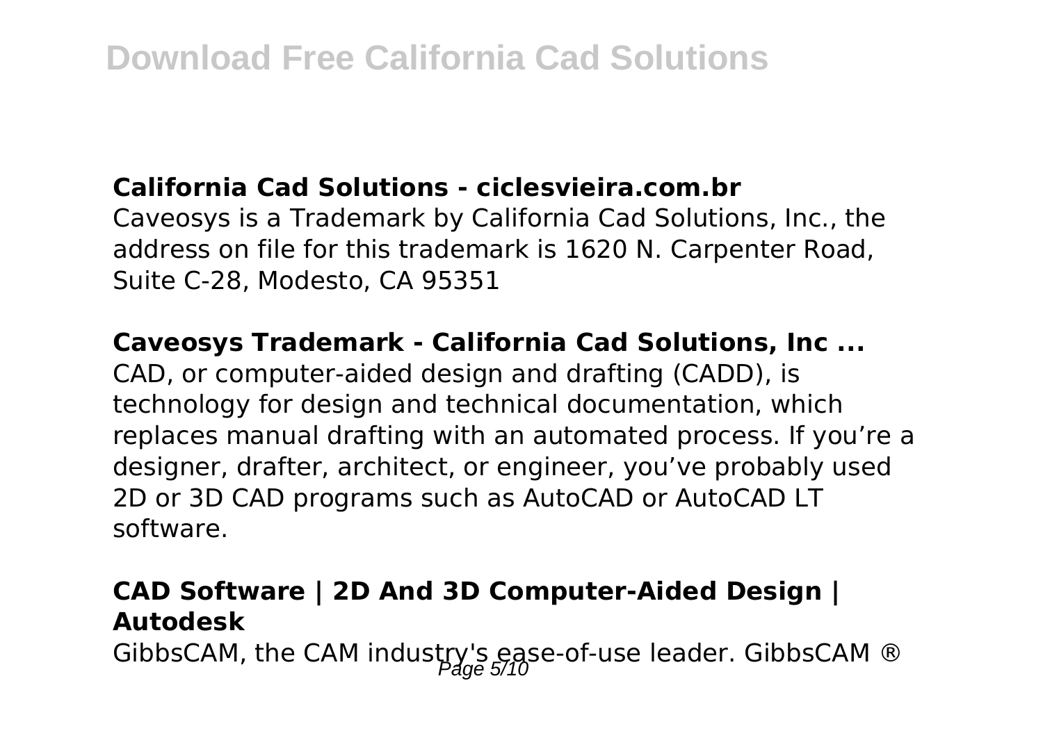### California Cad Solutions - ciclesvieira.com.br

Caveosys is a Trademark by California Cad Solutions, Inc., the address on file for this trademark is 1620 N. Carpenter Road, Suite C-28, Modesto, CA 95351

### Caveosys Trademark - California Cad Solutions, Inc ...

CAD, or computer-aided design and drafting (CADD), is technology for design and technical documentation, which replaces manual drafting with an automated process. If you're a designer, drafter, architect, or engineer, you've probably used 2D or 3D CAD programs such as AutoCAD or AutoCAD LT software.

### CAD Software | 2D And 3D Computer-Aided Design | Autodesk

GibbsCAM, the CAM industry's ease-of-use leader. GibbsCAM ®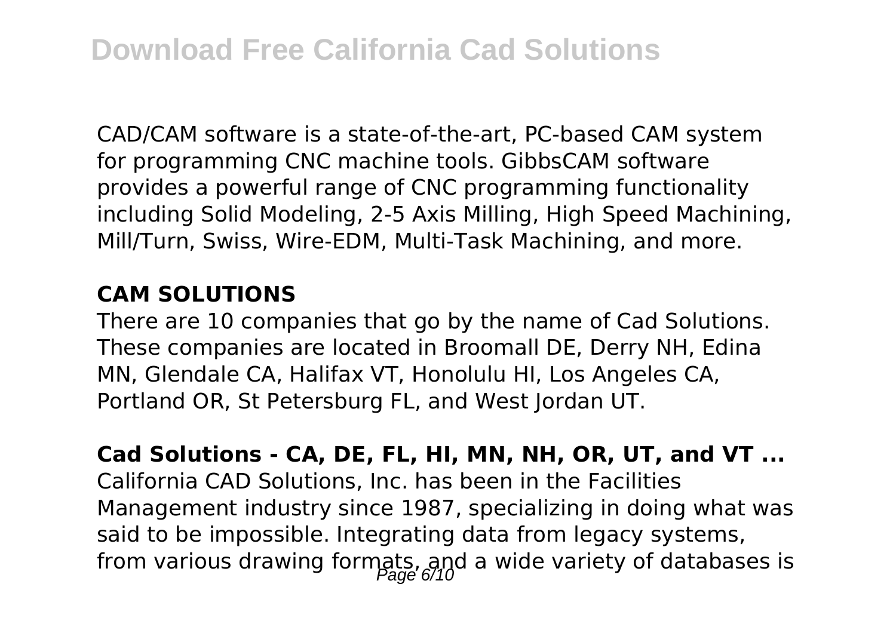CAD/CAM software is a state-of-the-art, PC-based CAM system for programming CNC machine tools. GibbsCAM software provides a powerful range of CNC programming functionality including Solid Modeling, 2-5 Axis Milling, High Speed Machining, Mill/Turn, Swiss, Wire-EDM, Multi-Task Machining, and more.

**CAM SOLUTIONS**

There are 10 companies that go by the name of Cad Solutions. These companies are located in Broomall DE, Derry NH, Edina MN, Glendale CA, Halifax VT, Honolulu HI, Los Angeles CA, Portland OR, St Petersburg FL, and West Jordan UT.

**Cad Solutions - CA, DE, FL, HI, MN, NH, OR, UT, and VT ...**

California CAD Solutions, Inc. has been in the Facilities Management industry since 1987, specializing in doing what was said to be impossible. Integrating data from legacy systems, from various drawing formats, and a wide variety of databases is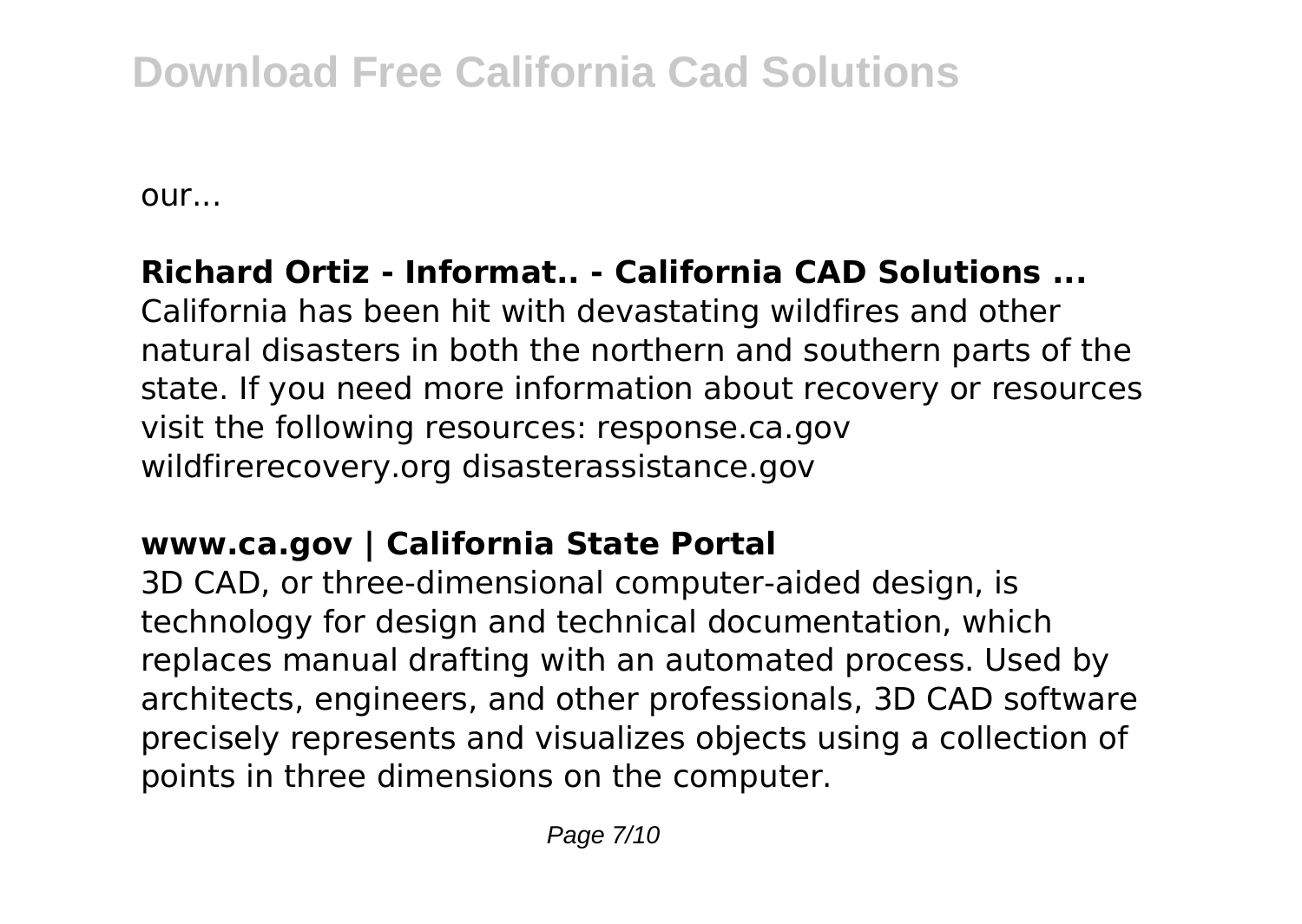our...

**Richard Ortiz - Informat.. - California CAD Solutions ...**

California has been hit with devastating wildfires and other natural disasters in both the northern and southern parts of the state. If you need more information about recovery or resources visit the following resources: response.ca.gov wildfirerecovery.org disasterassistance.gov

**www.ca.gov | California State Portal**

3D CAD, or three-dimensional computer-aided design, is technology for design and technical documentation, which replaces manual drafting with an automated process. Used by architects, engineers, and other professionals, 3D CAD software precisely represents and visualizes objects using a collection of points in three dimensions on the computer.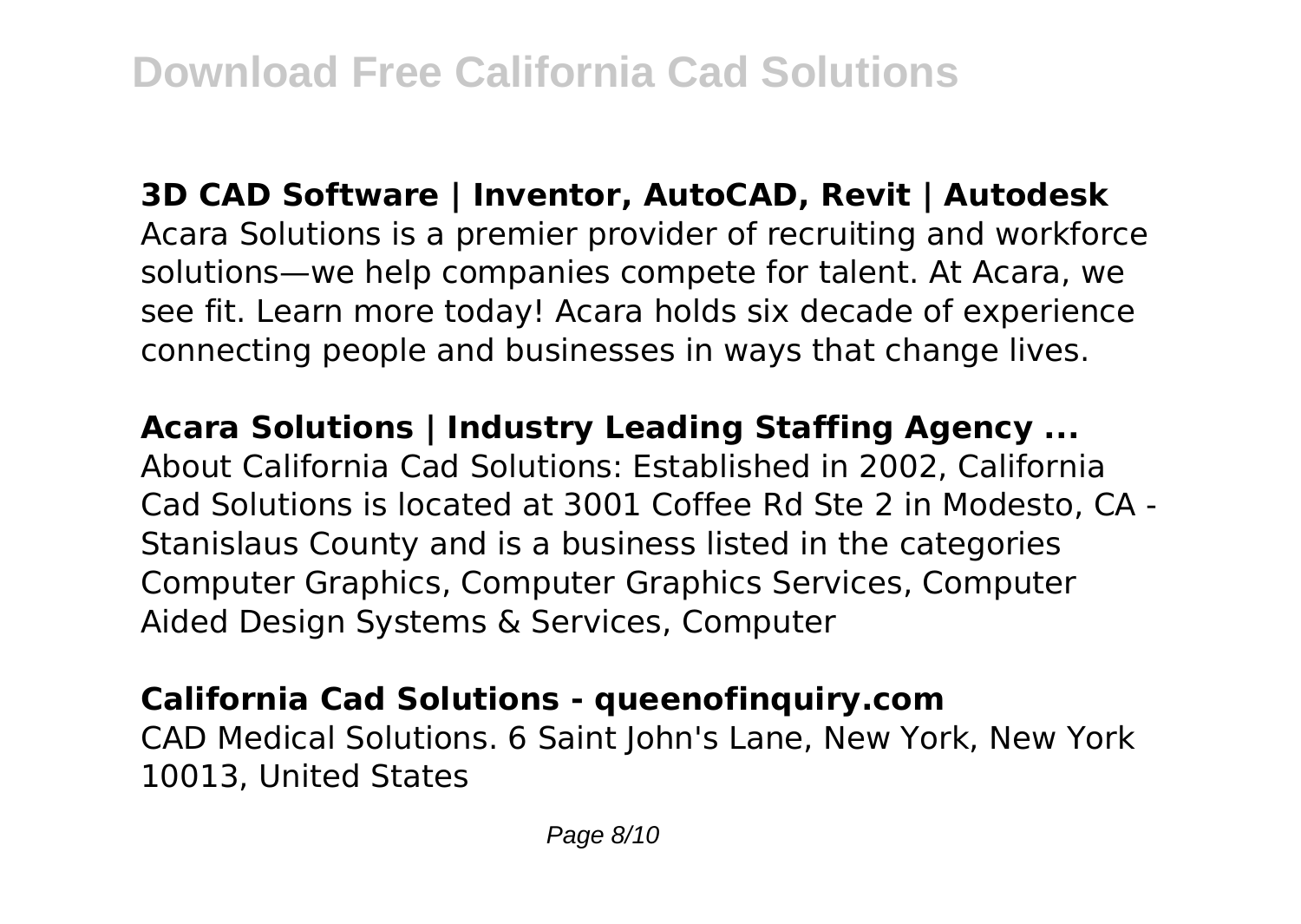**3D CAD Software | Inventor, AutoCAD, Revit | Autodesk**

Acara Solutions is a premier provider of recruiting and workforce solutions—we help companies compete for talent. At Acara, we see fit. Learn more today! Acara holds six decade of experience connecting people and businesses in ways that change lives.

**Acara Solutions | Industry Leading Staffing Agency ...**

About California Cad Solutions: Established in 2002, California Cad Solutions is located at 3001 Coffee Rd Ste 2 in Modesto, CA - Stanislaus County and is a business listed in the categories Computer Graphics, Computer Graphics Services, Computer Aided Design Systems & Services, Computer

**California Cad Solutions - queenofinquiry.com**

CAD Medical Solutions. 6 Saint John's Lane, New York, New York 10013, United States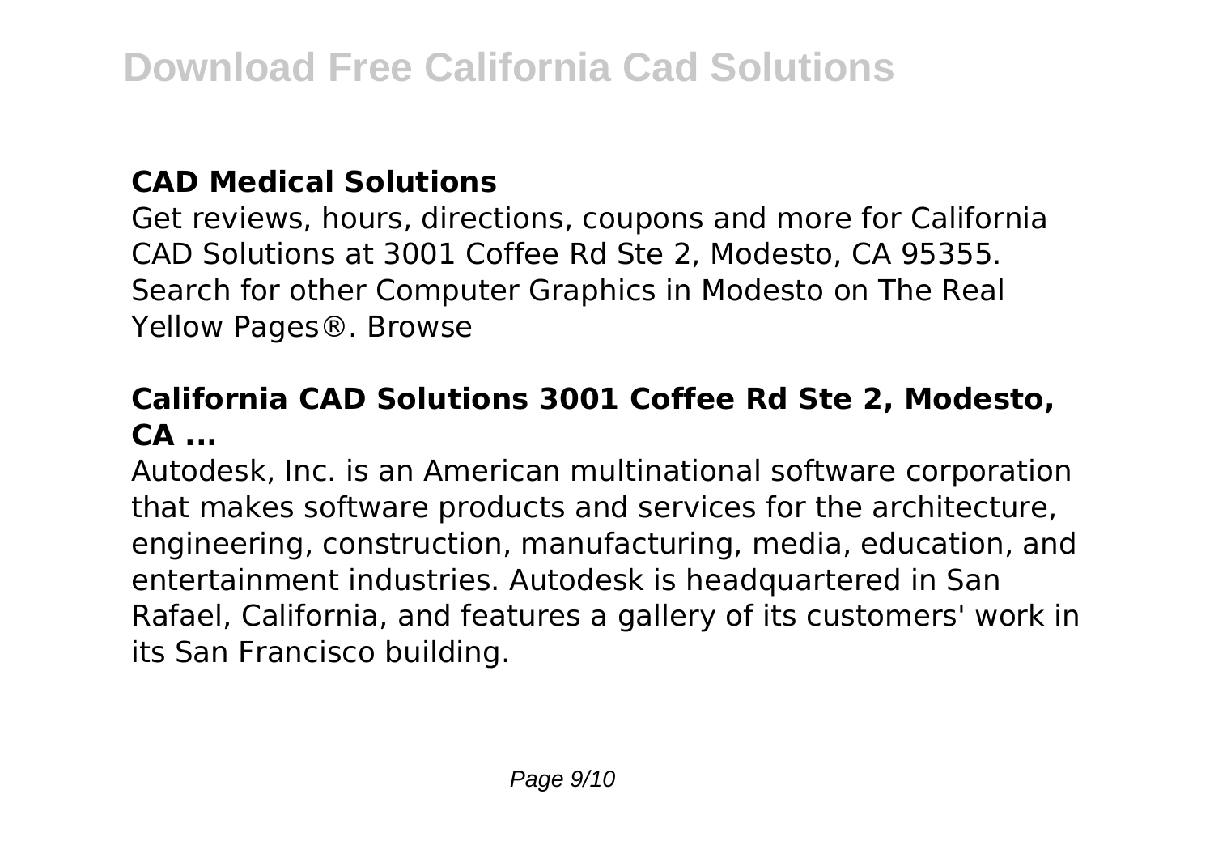## CAD Medical Solutions

Get reviews, hours, directions, coupons and more for California CAD Solutions at 3001 Coffee Rd Ste 2, Modesto, CA 95355. Search for other Computer Graphics in Modesto on The Real Yellow Pages®. Browse

## California CAD Solutions 3001 Coffee Rd Ste 2, Modesto, CA ...

Autodesk, Inc. is an American multinational software corporation that makes software products and services for the architecture, engineering, construction, manufacturing, media, education, and entertainment industries. Autodesk is headquartered in San Rafael, California, and features a gallery of its customers' work in its San Francisco building.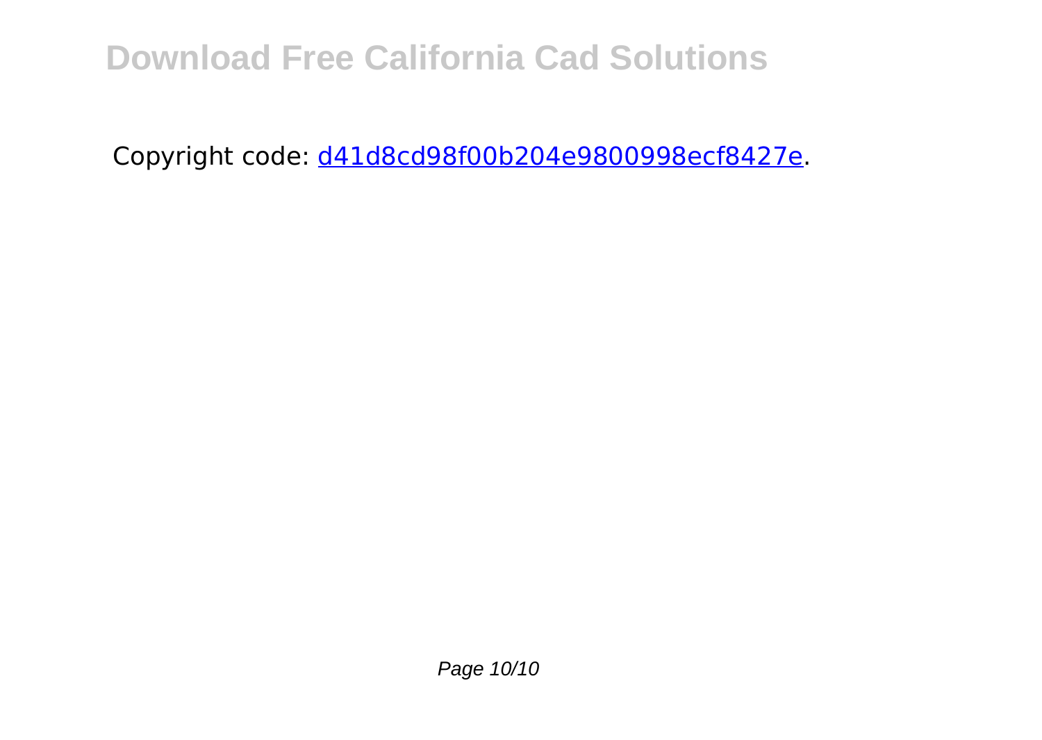Copyright code: d41d8cd98f00b204e9800998ecf8427e.